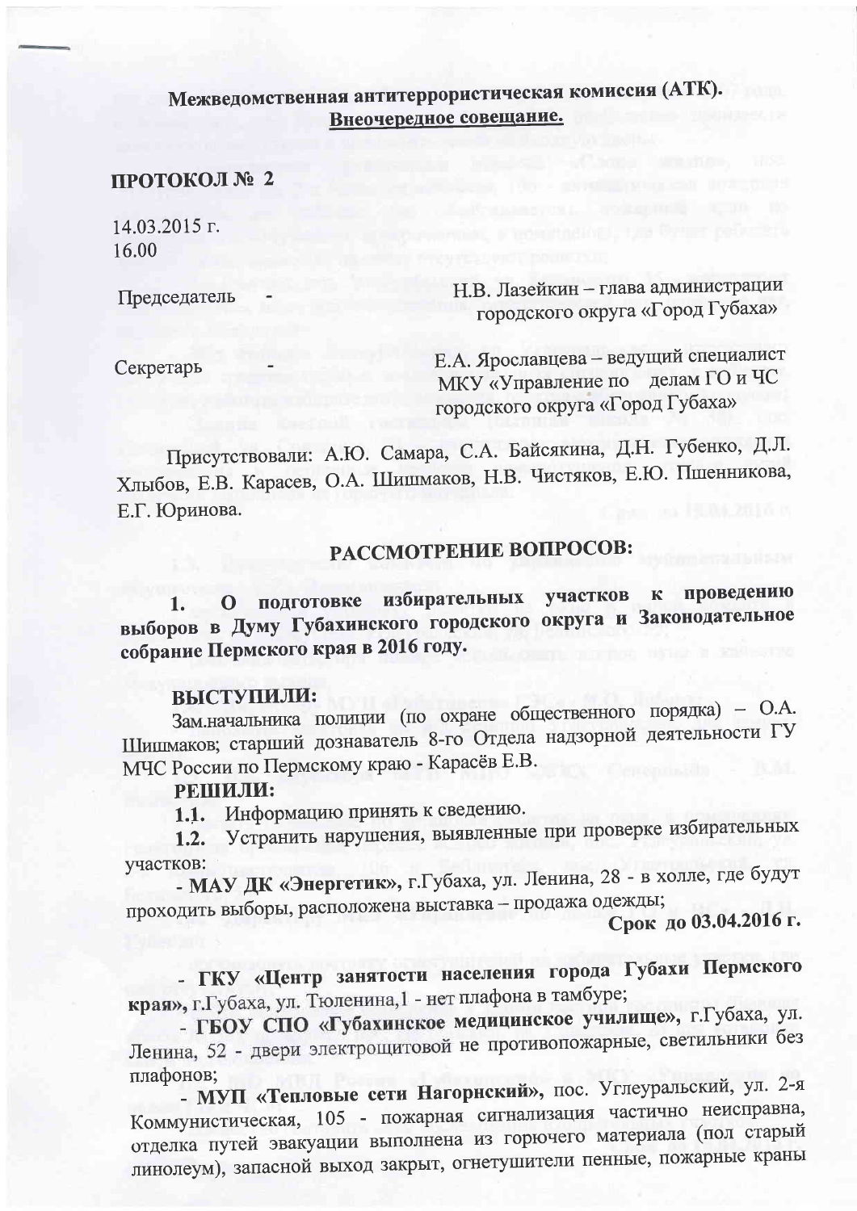**Межведомственная антитеррористическая комиссия (АТК).**
**Внеочередное совещание.**

## ПРОТОКОЛ № 2

14.03.2015 г.
16.00

Председатель - Н.В. Лазейкин – глава администрации городского округа «Город Губаха»

Секретарь - Е.А. Ярославцева – ведущий специалист МКУ «Управление по делам ГО и ЧС городского округа «Город Губаха»

Присутствовали: А.Ю. Самара, С.А. Байсякина, Д.Н. Губенко, Д.Л. Хлыбов, Е.В. Карасев, О.А. Шишмаков, Н.В. Чистяков, Е.Ю. Пшенникова, Е.Г. Юринова.

## РАССМОТРЕНИЕ ВОПРОСОВ:

**1. О подготовке избирательных участков к проведению выборов в Думу Губахинского городского округа и Законодательное собрание Пермского края в 2016 году.**

**ВЫСТУПИЛИ:**

Зам.начальника полиции (по охране общественного порядка) – О.А. Шишмаков; старший дознаватель 8-го Отдела надзорной деятельности ГУ МЧС России по Пермскому краю - Карасёв Е.В.

**РЕШИЛИ:**

**1.1.** Информацию принять к сведению.

**1.2.** Устранить нарушения, выявленные при проверке избирательных участков:

- **МАУ ДК «Энергетик»**, г.Губаха, ул. Ленина, 28 - в холле, где будут проходить выборы, расположена выставка – продажа одежды;

**Срок до 03.04.2016 г.**

- **ГКУ «Центр занятости населения города Губахи Пермского края»**, г.Губаха, ул. Тюленина,1 - нет плафона в тамбуре;

- **ГБОУ СПО «Губахинское медицинское училище»**, г.Губаха, ул. Ленина, 52 двери электрощитовой не противопожарные, светильники без плафонов;

- **МУП «Тепловые сети Нагорнский»**, пос. Углеуральский, ул. 2-я Коммунистическая, 105 - пожарная сигнализация частично неисправна, отделка путей эвакуации выполнена из горючего материала (пол старый линолеум), запасной выход закрыт, огнетушители пенные, пожарные краны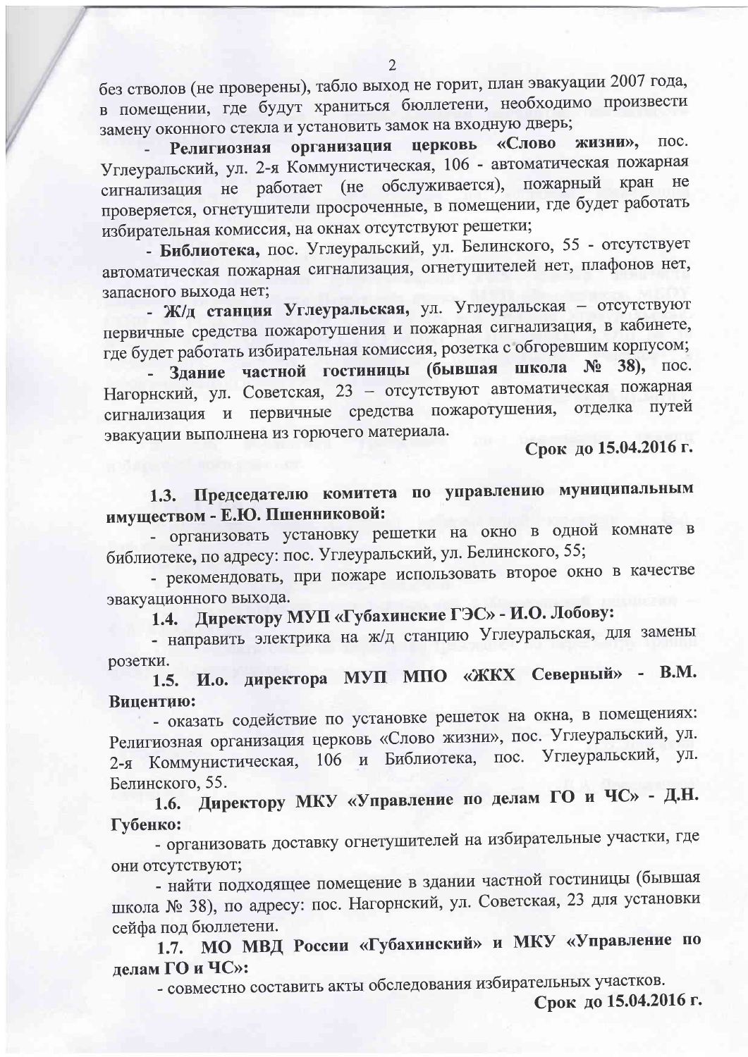без стволов (не проверены), табло выход не горит, план эвакуации 2007 года, в помещении, где будут храниться бюллетени, необходимо произвести замену оконного стекла и установить замок на входную дверь;

- **Религиозная организация церковь «Слово жизни»**, пос. Углеуральский, ул. 2-я Коммунистическая, 106 - автоматическая пожарная сигнализация не работает (не обслуживается), пожарный кран не проверяется, огнетушители просроченные, в помещении, где будет работать избирательная комиссия, на окнах отсутствуют решетки;

- **Библиотека,** пос. Углеуральский, ул. Белинского, 55 - отсутствует автоматическая пожарная сигнализация, огнетушителей нет, плафонов нет, запасного выхода нет;

- **Ж/д станция Углеуральская,** ул. Углеуральская – отсутствуют первичные средства пожаротушения и пожарная сигнализация, в кабинете, где будет работать избирательная комиссия, розетка с обгоревшим корпусом;

- **Здание частной гостиницы (бывшая школа № 38),** пос. Нагорнский, ул. Советская, 23 – отсутствуют автоматическая пожарная сигнализация и первичные средства пожаротушения, отделка путей эвакуации выполнена из горючего материала.

**Срок до 15.04.2016 г.**

**1.3. Председателю комитета по управлению муниципальным имуществом - Е.Ю. Пшенниковой:**

- организовать установку решетки на окно в одной комнате в библиотеке, по адресу: пос. Углеуральский, ул. Белинского, 55;

- рекомендовать, при пожаре использовать второе окно в качестве эвакуационного выхода.

**1.4. Директору МУП «Губахинские ГЭС» - И.О. Лобову:**

- направить электрика на ж/д станцию Углеуральская, для замены розетки.

**1.5. И.о. директора МУП МПО «ЖКХ Северный» - В.М. Вицентию:**

- оказать содействие по установке решеток на окна, в помещениях: Религиозная организация церковь «Слово жизни», пос. Углеуральский, ул. 2-я Коммунистическая, 106 и Библиотека, пос. Углеуральский, ул. Белинского, 55.

**1.6. Директору МКУ «Управление по делам ГО и ЧС» - Д.Н. Губенко:**

- организовать доставку огнетушителей на избирательные участки, где они отсутствуют;

- найти подходящее помещение в здании частной гостиницы (бывшая школа № 38), по адресу: пос. Нагорнский, ул. Советская, 23 для установки сейфа под бюллетени.

**1.7. МО МВД России «Губахинский» и МКУ «Управление по делам ГО и ЧС»:**

- совместно составить акты обследования избирательных участков.

**Срок до 15.04.2016 г.**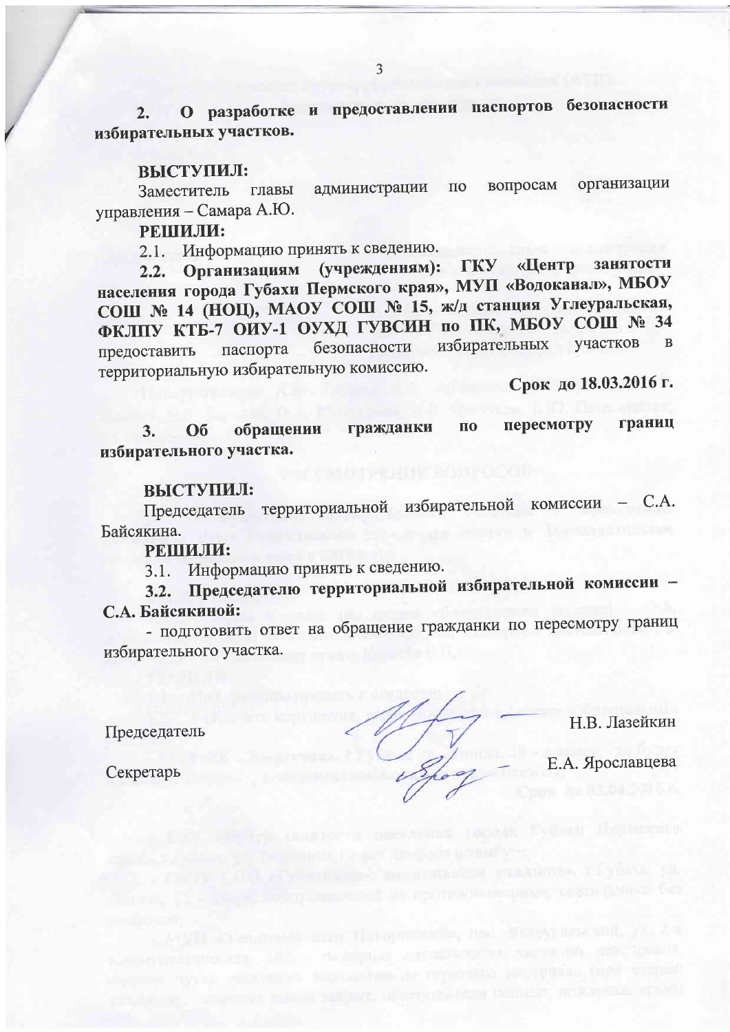**2. О разработке и предоставлении паспортов безопасности избирательных участков.**

**ВЫСТУПИЛ:**

Заместитель главы администрации по вопросам организации управления – Самара А.Ю.

**РЕШИЛИ:**

2.1. Информацию принять к сведению.

**2.2. Организациям (учреждениям): ГКУ «Центр занятости населения города Губахи Пермского края», МУП «Водоканал», МБОУ СОШ № 14 (НОЦ), МАОУ СОШ № 15, ж/д станция Углеуральская, ФКЛПУ КТБ-7 ОИУ-1 ОУХД ГУВСИН по ПК, МБОУ СОШ № 34** предоставить паспорта безопасности избирательных участков в территориальную избирательную комиссию.

**Срок до 18.03.2016 г.**

**3. Об обращении гражданки по пересмотру границ избирательного участка.**

**ВЫСТУПИЛ:**

Председатель территориальной избирательной комиссии – С.А. Байсякина.

**РЕШИЛИ:**

3.1. Информацию принять к сведению.

**3.2. Председателю территориальной избирательной комиссии – С.А. Байсякиной:**

- подготовить ответ на обращение гражданки по пересмотру границ избирательного участка.

Председатель Н.В. Лазейкин

Секретарь Е.А. Ярославцева